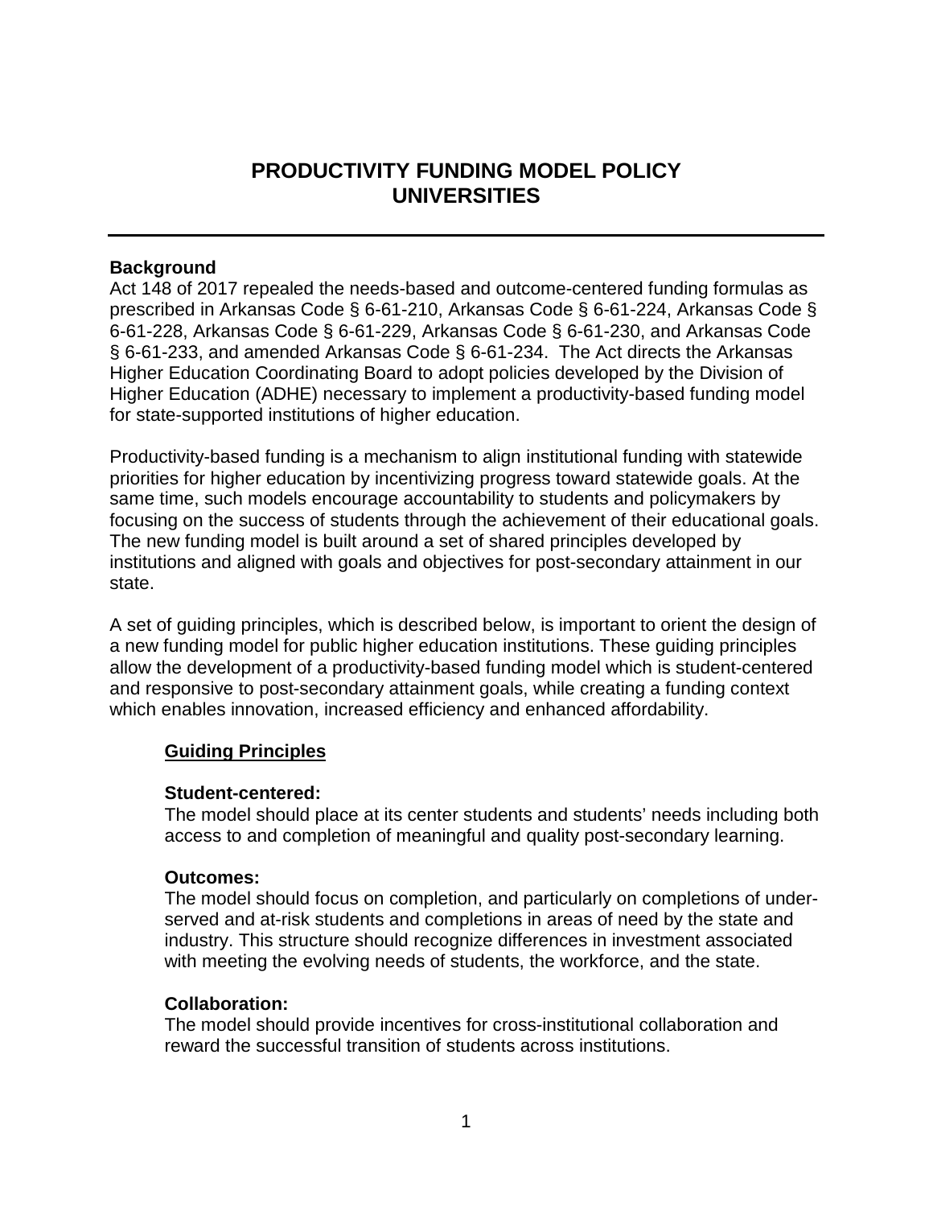# PRODUCTIVITY FUNDING MODEL POLICY UNIVERSITIES

**Background**

Act 148 of 2017 repealed the needs-based and outcome-centered funding formulas as prescribed in Arkansas Code § 6-61-210, Arkansas Code § 6-61-224, Arkansas Code § 6-61-228, Arkansas Code § 6-61-229, Arkansas Code § 6-61-230, and Arkansas Code § 6-61-233, and amended Arkansas Code § 6-61-234. The Act directs the Arkansas Higher Education Coordinating Board to adopt policies developed by the Division of Higher Education (ADHE) necessary to implement a productivity-based funding model for state-supported institutions of higher education.

Productivity-based funding is a mechanism to align institutional funding with statewide priorities for higher education by incentivizing progress toward statewide goals. At the same time, such models encourage accountability to students and policymakers by focusing on the success of students through the achievement of their educational goals. The new funding model is built around a set of shared principles developed by institutions and aligned with goals and objectives for post-secondary attainment in our state.

A set of guiding principles, which is described below, is important to orient the design of a new funding model for public higher education institutions. These guiding principles allow the development of a productivity-based funding model which is student-centered and responsive to post-secondary attainment goals, while creating a funding context which enables innovation, increased efficiency and enhanced affordability.

## Guiding Principles

**Student-centered:**

The model should place at its center students and students' needs including both access to and completion of meaningful and quality post-secondary learning.

**Outcomes:**

The model should focus on completion, and particularly on completions of under-served and at-risk students and completions in areas of need by the state and industry. This structure should recognize differences in investment associated with meeting the evolving needs of students, the workforce, and the state.

**Collaboration:**

The model should provide incentives for cross-institutional collaboration and reward the successful transition of students across institutions.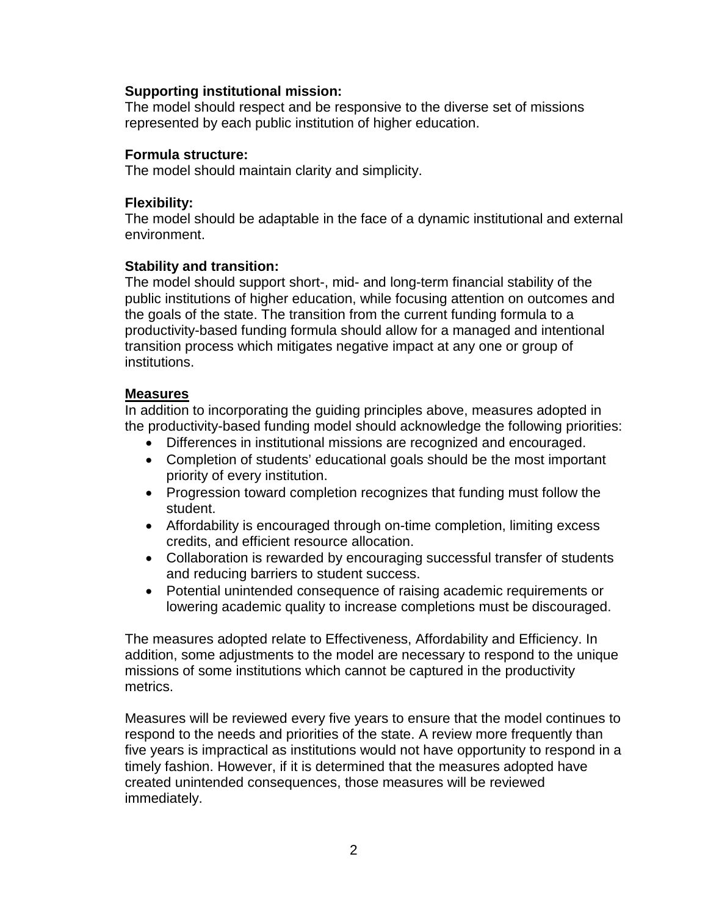**Supporting institutional mission:**
The model should respect and be responsive to the diverse set of missions represented by each public institution of higher education.

**Formula structure:**
The model should maintain clarity and simplicity.

**Flexibility:**
The model should be adaptable in the face of a dynamic institutional and external environment.

**Stability and transition:**
The model should support short-, mid- and long-term financial stability of the public institutions of higher education, while focusing attention on outcomes and the goals of the state. The transition from the current funding formula to a productivity-based funding formula should allow for a managed and intentional transition process which mitigates negative impact at any one or group of institutions.

## Measures

In addition to incorporating the guiding principles above, measures adopted in the productivity-based funding model should acknowledge the following priorities:

- Differences in institutional missions are recognized and encouraged.
- Completion of students' educational goals should be the most important priority of every institution.
- Progression toward completion recognizes that funding must follow the student.
- Affordability is encouraged through on-time completion, limiting excess credits, and efficient resource allocation.
- Collaboration is rewarded by encouraging successful transfer of students and reducing barriers to student success.
- Potential unintended consequence of raising academic requirements or lowering academic quality to increase completions must be discouraged.

The measures adopted relate to Effectiveness, Affordability and Efficiency. In addition, some adjustments to the model are necessary to respond to the unique missions of some institutions which cannot be captured in the productivity metrics.

Measures will be reviewed every five years to ensure that the model continues to respond to the needs and priorities of the state. A review more frequently than five years is impractical as institutions would not have opportunity to respond in a timely fashion. However, if it is determined that the measures adopted have created unintended consequences, those measures will be reviewed immediately.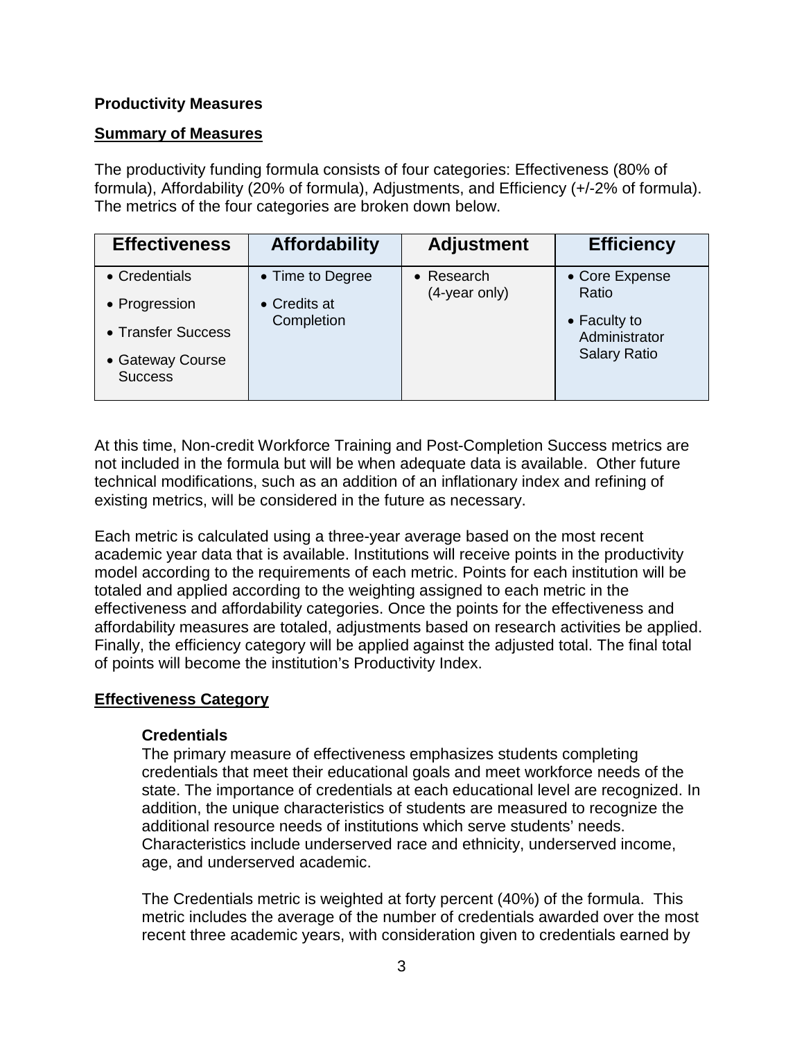**Productivity Measures**

**Summary of Measures**

The productivity funding formula consists of four categories: Effectiveness (80% of formula), Affordability (20% of formula), Adjustments, and Efficiency (+/-2% of formula). The metrics of the four categories are broken down below.

| Effectiveness | Affordability | Adjustment | Efficiency |
|---|---|---|---|
| • Credentials<br>• Progression<br>• Transfer Success<br>• Gateway Course Success | • Time to Degree<br>• Credits at Completion | • Research (4-year only) | • Core Expense Ratio<br>• Faculty to Administrator Salary Ratio |

At this time, Non-credit Workforce Training and Post-Completion Success metrics are not included in the formula but will be when adequate data is available. Other future technical modifications, such as an addition of an inflationary index and refining of existing metrics, will be considered in the future as necessary.

Each metric is calculated using a three-year average based on the most recent academic year data that is available. Institutions will receive points in the productivity model according to the requirements of each metric. Points for each institution will be totaled and applied according to the weighting assigned to each metric in the effectiveness and affordability categories. Once the points for the effectiveness and affordability measures are totaled, adjustments based on research activities be applied. Finally, the efficiency category will be applied against the adjusted total. The final total of points will become the institution's Productivity Index.

**Effectiveness Category**

**Credentials**

The primary measure of effectiveness emphasizes students completing credentials that meet their educational goals and meet workforce needs of the state. The importance of credentials at each educational level are recognized. In addition, the unique characteristics of students are measured to recognize the additional resource needs of institutions which serve students' needs. Characteristics include underserved race and ethnicity, underserved income, age, and underserved academic.

The Credentials metric is weighted at forty percent (40%) of the formula. This metric includes the average of the number of credentials awarded over the most recent three academic years, with consideration given to credentials earned by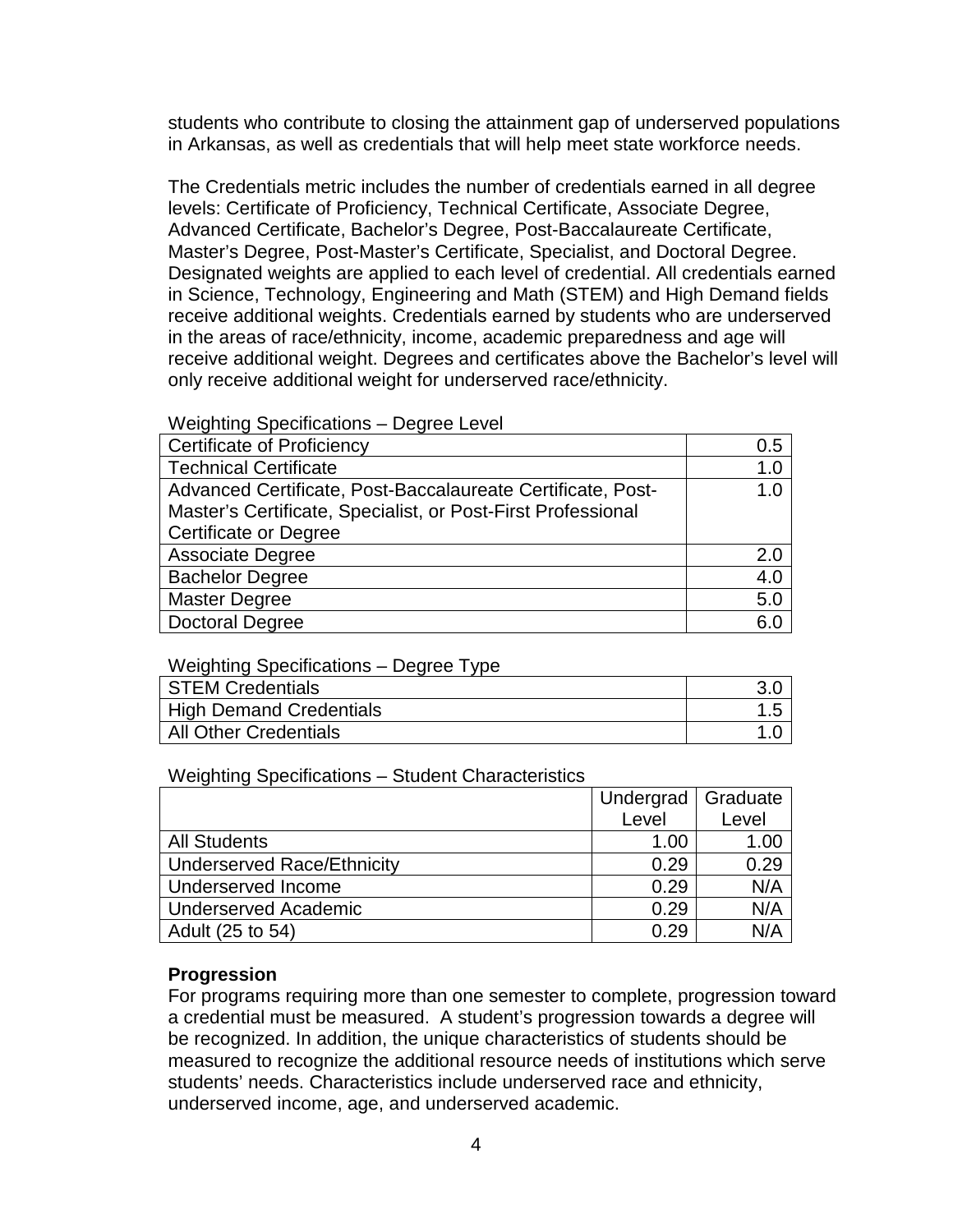students who contribute to closing the attainment gap of underserved populations in Arkansas, as well as credentials that will help meet state workforce needs.

The Credentials metric includes the number of credentials earned in all degree levels: Certificate of Proficiency, Technical Certificate, Associate Degree, Advanced Certificate, Bachelor's Degree, Post-Baccalaureate Certificate, Master's Degree, Post-Master's Certificate, Specialist, and Doctoral Degree. Designated weights are applied to each level of credential. All credentials earned in Science, Technology, Engineering and Math (STEM) and High Demand fields receive additional weights. Credentials earned by students who are underserved in the areas of race/ethnicity, income, academic preparedness and age will receive additional weight. Degrees and certificates above the Bachelor's level will only receive additional weight for underserved race/ethnicity.

Weighting Specifications – Degree Level

| | |
|---|---|
| Certificate of Proficiency | 0.5 |
| Technical Certificate | 1.0 |
| Advanced Certificate, Post-Baccalaureate Certificate, Post-Master's Certificate, Specialist, or Post-First Professional Certificate or Degree | 1.0 |
| Associate Degree | 2.0 |
| Bachelor Degree | 4.0 |
| Master Degree | 5.0 |
| Doctoral Degree | 6.0 |

Weighting Specifications – Degree Type

| | |
|---|---|
| STEM Credentials | 3.0 |
| High Demand Credentials | 1.5 |
| All Other Credentials | 1.0 |

Weighting Specifications – Student Characteristics

| | Undergrad Level | Graduate Level |
|---|---|---|
| All Students | 1.00 | 1.00 |
| Underserved Race/Ethnicity | 0.29 | 0.29 |
| Underserved Income | 0.29 | N/A |
| Underserved Academic | 0.29 | N/A |
| Adult (25 to 54) | 0.29 | N/A |

**Progression**

For programs requiring more than one semester to complete, progression toward a credential must be measured. A student's progression towards a degree will be recognized. In addition, the unique characteristics of students should be measured to recognize the additional resource needs of institutions which serve students' needs. Characteristics include underserved race and ethnicity, underserved income, age, and underserved academic.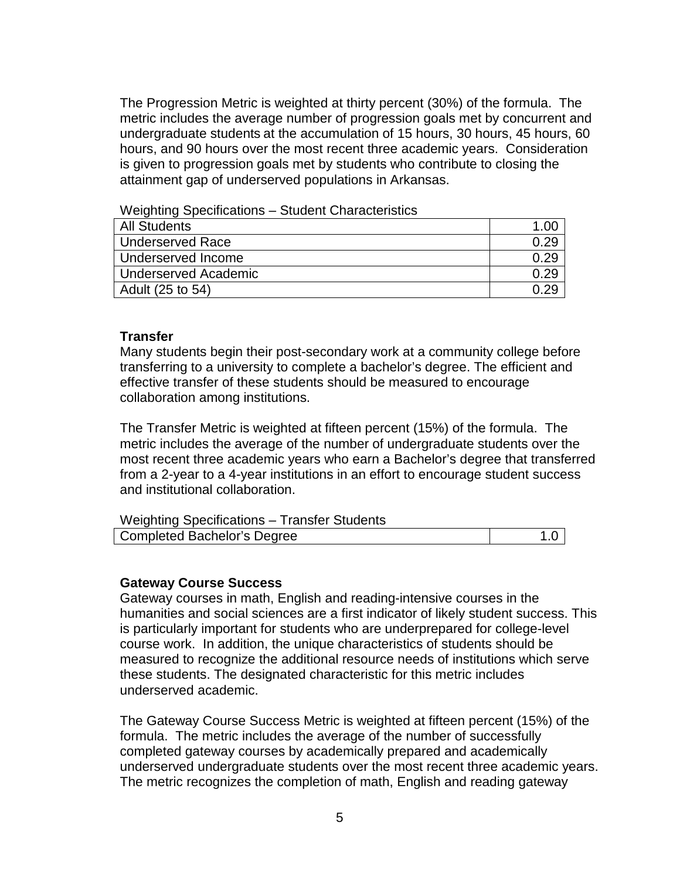The Progression Metric is weighted at thirty percent (30%) of the formula. The metric includes the average number of progression goals met by concurrent and undergraduate students at the accumulation of 15 hours, 30 hours, 45 hours, 60 hours, and 90 hours over the most recent three academic years. Consideration is given to progression goals met by students who contribute to closing the attainment gap of underserved populations in Arkansas.

Weighting Specifications – Student Characteristics

| | |
|---|---|
| All Students | 1.00 |
| Underserved Race | 0.29 |
| Underserved Income | 0.29 |
| Underserved Academic | 0.29 |
| Adult (25 to 54) | 0.29 |

**Transfer**

Many students begin their post-secondary work at a community college before transferring to a university to complete a bachelor's degree. The efficient and effective transfer of these students should be measured to encourage collaboration among institutions.

The Transfer Metric is weighted at fifteen percent (15%) of the formula. The metric includes the average of the number of undergraduate students over the most recent three academic years who earn a Bachelor's degree that transferred from a 2-year to a 4-year institutions in an effort to encourage student success and institutional collaboration.

Weighting Specifications – Transfer Students

| | |
|---|---|
| Completed Bachelor's Degree | 1.0 |

**Gateway Course Success**

Gateway courses in math, English and reading-intensive courses in the humanities and social sciences are a first indicator of likely student success. This is particularly important for students who are underprepared for college-level course work. In addition, the unique characteristics of students should be measured to recognize the additional resource needs of institutions which serve these students. The designated characteristic for this metric includes underserved academic.

The Gateway Course Success Metric is weighted at fifteen percent (15%) of the formula. The metric includes the average of the number of successfully completed gateway courses by academically prepared and academically underserved undergraduate students over the most recent three academic years. The metric recognizes the completion of math, English and reading gateway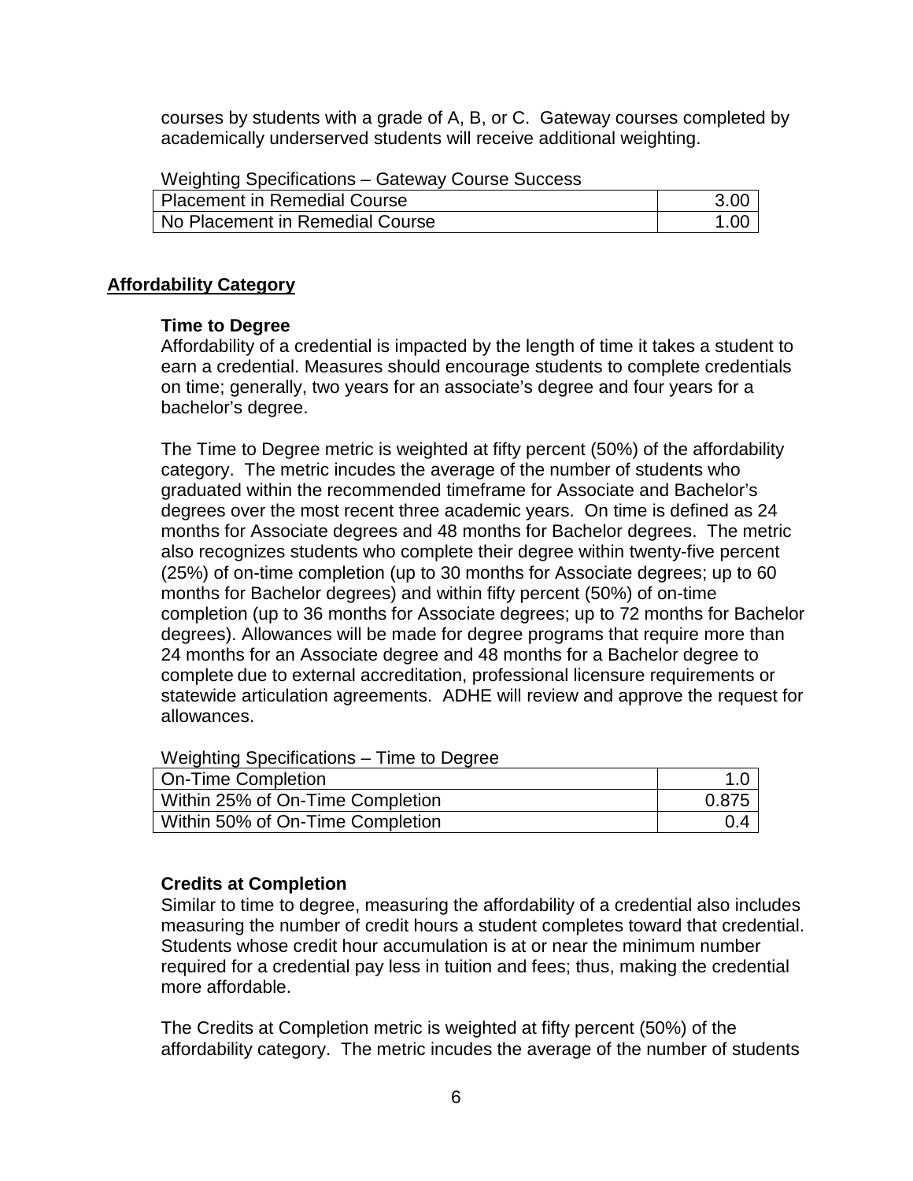courses by students with a grade of A, B, or C. Gateway courses completed by academically underserved students will receive additional weighting.

Weighting Specifications – Gateway Course Success

| Placement in Remedial Course | 3.00 |
|---|---|
| No Placement in Remedial Course | 1.00 |

## Affordability Category

### Time to Degree

Affordability of a credential is impacted by the length of time it takes a student to earn a credential. Measures should encourage students to complete credentials on time; generally, two years for an associate's degree and four years for a bachelor's degree.

The Time to Degree metric is weighted at fifty percent (50%) of the affordability category. The metric incudes the average of the number of students who graduated within the recommended timeframe for Associate and Bachelor's degrees over the most recent three academic years. On time is defined as 24 months for Associate degrees and 48 months for Bachelor degrees. The metric also recognizes students who complete their degree within twenty-five percent (25%) of on-time completion (up to 30 months for Associate degrees; up to 60 months for Bachelor degrees) and within fifty percent (50%) of on-time completion (up to 36 months for Associate degrees; up to 72 months for Bachelor degrees). Allowances will be made for degree programs that require more than 24 months for an Associate degree and 48 months for a Bachelor degree to complete due to external accreditation, professional licensure requirements or statewide articulation agreements. ADHE will review and approve the request for allowances.

Weighting Specifications – Time to Degree

| On-Time Completion | 1.0 |
|---|---|
| Within 25% of On-Time Completion | 0.875 |
| Within 50% of On-Time Completion | 0.4 |

### Credits at Completion

Similar to time to degree, measuring the affordability of a credential also includes measuring the number of credit hours a student completes toward that credential. Students whose credit hour accumulation is at or near the minimum number required for a credential pay less in tuition and fees; thus, making the credential more affordable.

The Credits at Completion metric is weighted at fifty percent (50%) of the affordability category. The metric incudes the average of the number of students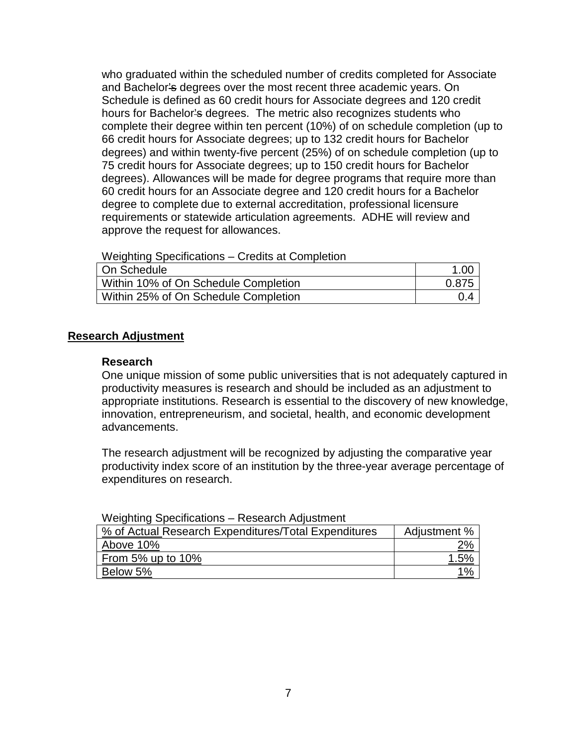who graduated within the scheduled number of credits completed for Associate and Bachelor's degrees over the most recent three academic years. On Schedule is defined as 60 credit hours for Associate degrees and 120 credit hours for Bachelor's degrees. The metric also recognizes students who complete their degree within ten percent (10%) of on schedule completion (up to 66 credit hours for Associate degrees; up to 132 credit hours for Bachelor degrees) and within twenty-five percent (25%) of on schedule completion (up to 75 credit hours for Associate degrees; up to 150 credit hours for Bachelor degrees). Allowances will be made for degree programs that require more than 60 credit hours for an Associate degree and 120 credit hours for a Bachelor degree to complete due to external accreditation, professional licensure requirements or statewide articulation agreements. ADHE will review and approve the request for allowances.

Weighting Specifications – Credits at Completion

| | |
|---|---|
| On Schedule | 1.00 |
| Within 10% of On Schedule Completion | 0.875 |
| Within 25% of On Schedule Completion | 0.4 |

## Research Adjustment

### Research

One unique mission of some public universities that is not adequately captured in productivity measures is research and should be included as an adjustment to appropriate institutions. Research is essential to the discovery of new knowledge, innovation, entrepreneurism, and societal, health, and economic development advancements.

The research adjustment will be recognized by adjusting the comparative year productivity index score of an institution by the three-year average percentage of expenditures on research.

Weighting Specifications – Research Adjustment

| % of Actual Research Expenditures/Total Expenditures | Adjustment % |
|---|---|
| Above 10% | 2% |
| From 5% up to 10% | 1.5% |
| Below 5% | 1% |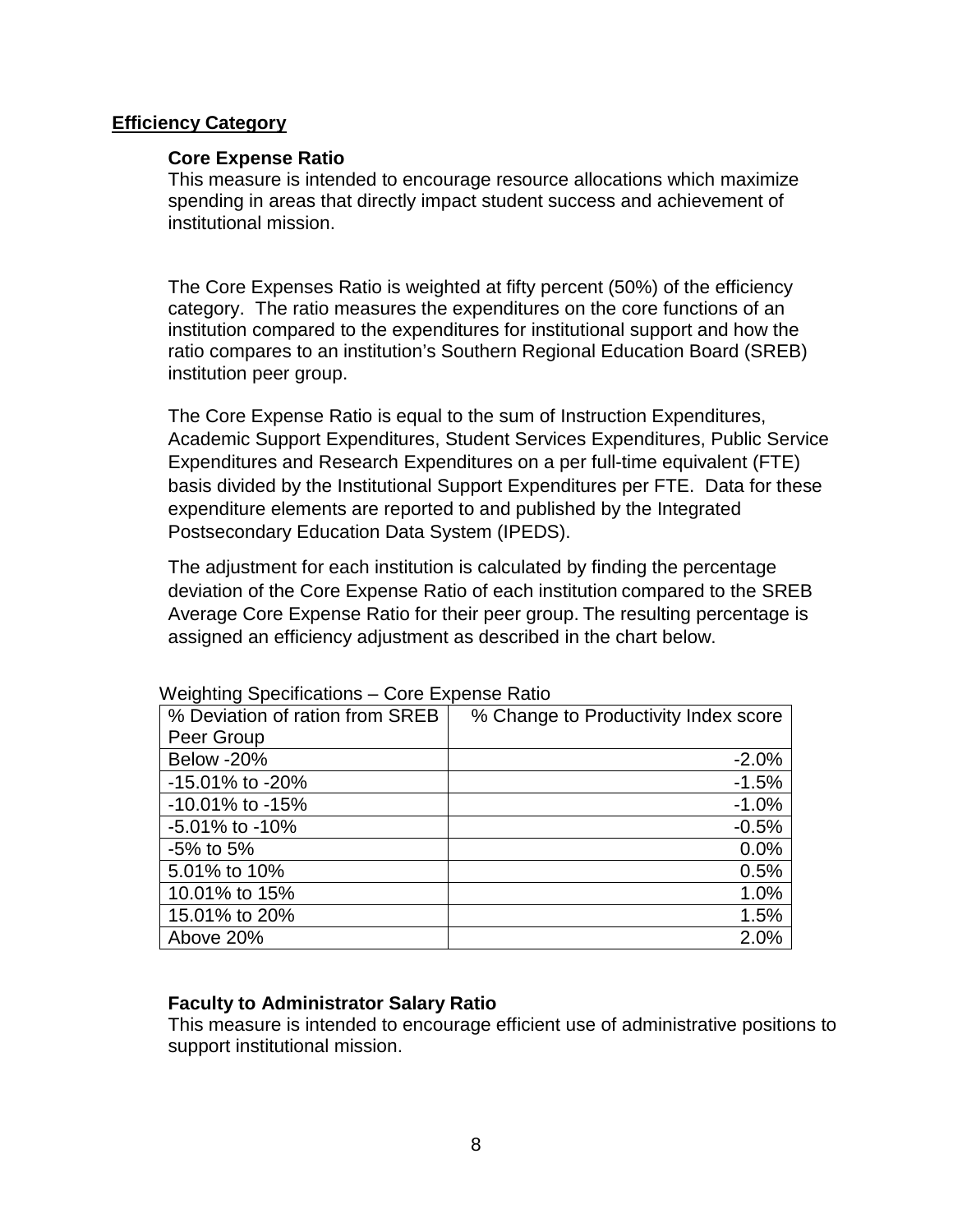## Efficiency Category

### Core Expense Ratio

This measure is intended to encourage resource allocations which maximize spending in areas that directly impact student success and achievement of institutional mission.

The Core Expenses Ratio is weighted at fifty percent (50%) of the efficiency category. The ratio measures the expenditures on the core functions of an institution compared to the expenditures for institutional support and how the ratio compares to an institution's Southern Regional Education Board (SREB) institution peer group.

The Core Expense Ratio is equal to the sum of Instruction Expenditures, Academic Support Expenditures, Student Services Expenditures, Public Service Expenditures and Research Expenditures on a per full-time equivalent (FTE) basis divided by the Institutional Support Expenditures per FTE. Data for these expenditure elements are reported to and published by the Integrated Postsecondary Education Data System (IPEDS).

The adjustment for each institution is calculated by finding the percentage deviation of the Core Expense Ratio of each institution compared to the SREB Average Core Expense Ratio for their peer group. The resulting percentage is assigned an efficiency adjustment as described in the chart below.

Weighting Specifications – Core Expense Ratio

| % Deviation of ration from SREB Peer Group | % Change to Productivity Index score |
|---|---:|
| Below -20% | -2.0% |
| -15.01% to -20% | -1.5% |
| -10.01% to -15% | -1.0% |
| -5.01% to -10% | -0.5% |
| -5% to 5% | 0.0% |
| 5.01% to 10% | 0.5% |
| 10.01% to 15% | 1.0% |
| 15.01% to 20% | 1.5% |
| Above 20% | 2.0% |

### Faculty to Administrator Salary Ratio

This measure is intended to encourage efficient use of administrative positions to support institutional mission.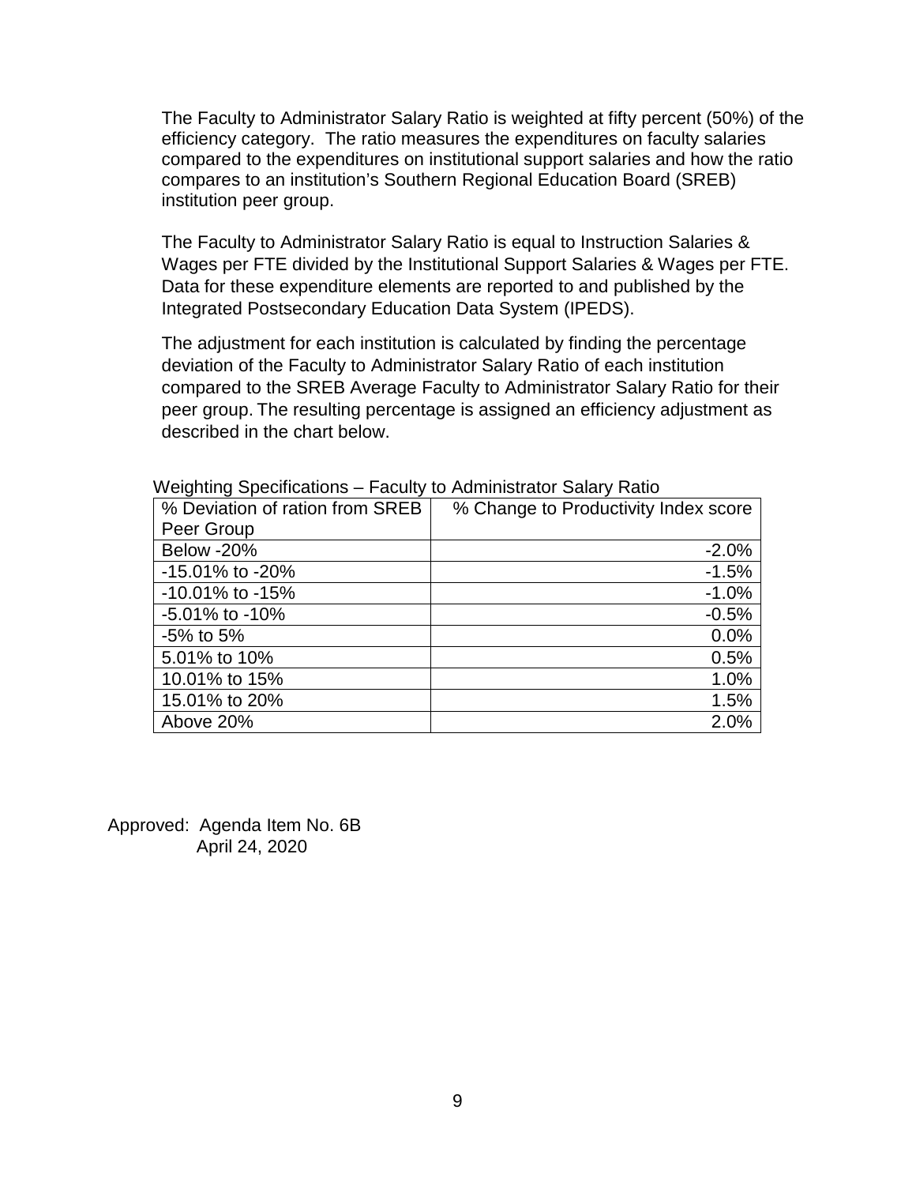The Faculty to Administrator Salary Ratio is weighted at fifty percent (50%) of the efficiency category. The ratio measures the expenditures on faculty salaries compared to the expenditures on institutional support salaries and how the ratio compares to an institution's Southern Regional Education Board (SREB) institution peer group.

The Faculty to Administrator Salary Ratio is equal to Instruction Salaries & Wages per FTE divided by the Institutional Support Salaries & Wages per FTE. Data for these expenditure elements are reported to and published by the Integrated Postsecondary Education Data System (IPEDS).

The adjustment for each institution is calculated by finding the percentage deviation of the Faculty to Administrator Salary Ratio of each institution compared to the SREB Average Faculty to Administrator Salary Ratio for their peer group. The resulting percentage is assigned an efficiency adjustment as described in the chart below.

Weighting Specifications – Faculty to Administrator Salary Ratio

| % Deviation of ration from SREB Peer Group | % Change to Productivity Index score |
|---|---|
| Below -20% | -2.0% |
| -15.01% to -20% | -1.5% |
| -10.01% to -15% | -1.0% |
| -5.01% to -10% | -0.5% |
| -5% to 5% | 0.0% |
| 5.01% to 10% | 0.5% |
| 10.01% to 15% | 1.0% |
| 15.01% to 20% | 1.5% |
| Above 20% | 2.0% |

Approved: Agenda Item No. 6B
April 24, 2020